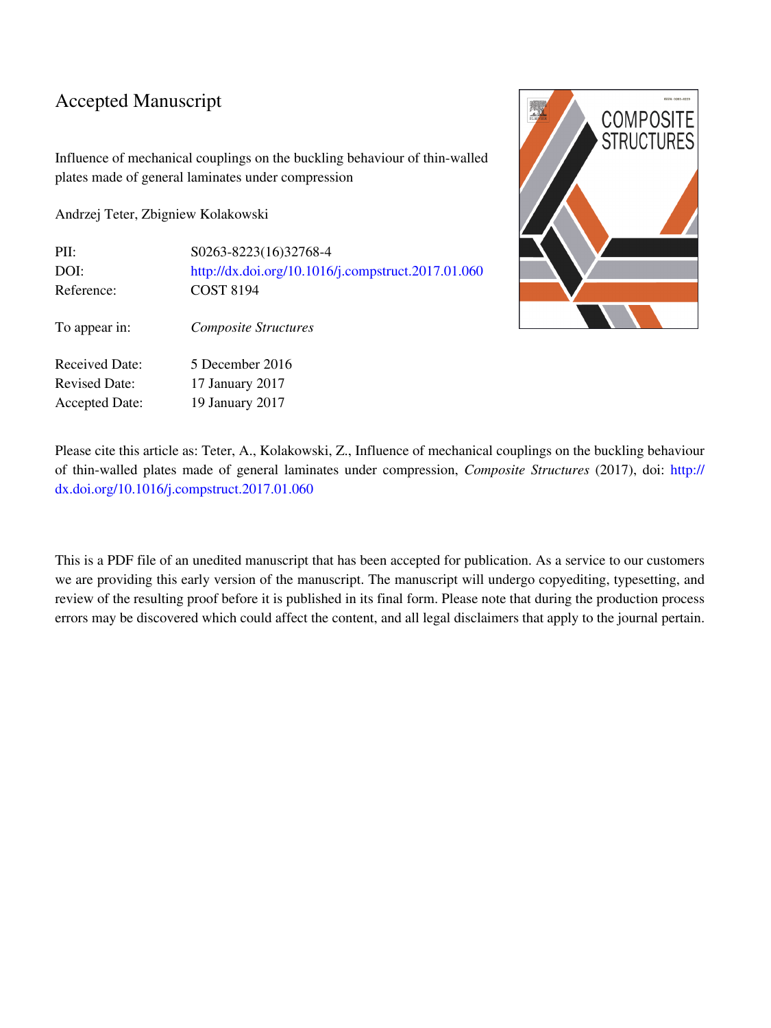# Accepted Manuscript

Influence of mechanical couplings on the buckling behaviour of thin-walled plates made of general laminates under compression

Andrzej Teter, Zbigniew Kolakowski

| | |
|---|---|
| PII: | S0263-8223(16)32768-4 |
| DOI: | http://dx.doi.org/10.1016/j.compstruct.2017.01.060 |
| Reference: | COST 8194 |
| To appear in: | *Composite Structures* |
| Received Date: | 5 December 2016 |
| Revised Date: | 17 January 2017 |
| Accepted Date: | 19 January 2017 |

Please cite this article as: Teter, A., Kolakowski, Z., Influence of mechanical couplings on the buckling behaviour of thin-walled plates made of general laminates under compression, *Composite Structures* (2017), doi: http://dx.doi.org/10.1016/j.compstruct.2017.01.060

This is a PDF file of an unedited manuscript that has been accepted for publication. As a service to our customers we are providing this early version of the manuscript. The manuscript will undergo copyediting, typesetting, and review of the resulting proof before it is published in its final form. Please note that during the production process errors may be discovered which could affect the content, and all legal disclaimers that apply to the journal pertain.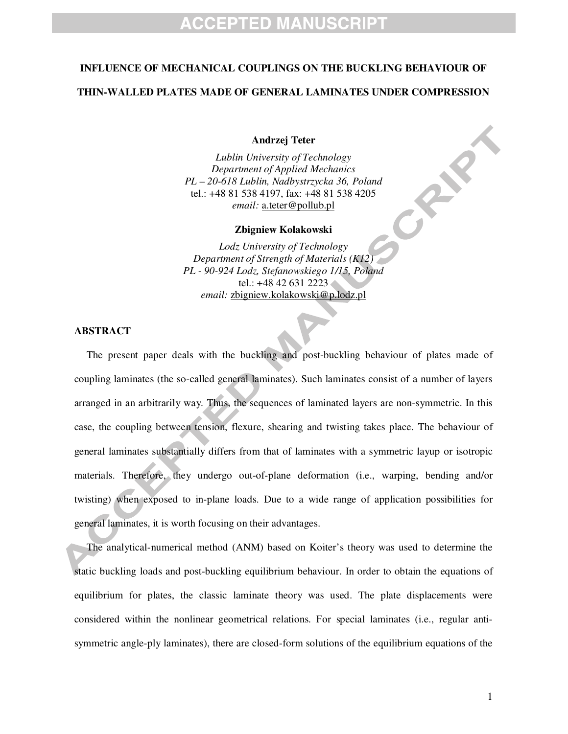**INFLUENCE OF MECHANICAL COUPLINGS ON THE BUCKLING BEHAVIOUR OF THIN-WALLED PLATES MADE OF GENERAL LAMINATES UNDER COMPRESSION**

**Andrzej Teter**

*Lublin University of Technology*
*Department of Applied Mechanics*
*PL – 20-618 Lublin, Nadbystrzycka 36, Poland*
tel.: +48 81 538 4197, fax: +48 81 538 4205
*email:* a.teter@pollub.pl

**Zbigniew Kolakowski**

*Lodz University of Technology*
*Department of Strength of Materials (K12)*
*PL - 90-924 Lodz, Stefanowskiego 1/15, Poland*
tel.: +48 42 631 2223
*email:* zbigniew.kolakowski@p.lodz.pl

## ABSTRACT

The present paper deals with the buckling and post-buckling behaviour of plates made of coupling laminates (the so-called general laminates). Such laminates consist of a number of layers arranged in an arbitrarily way. Thus, the sequences of laminated layers are non-symmetric. In this case, the coupling between tension, flexure, shearing and twisting takes place. The behaviour of general laminates substantially differs from that of laminates with a symmetric layup or isotropic materials. Therefore, they undergo out-of-plane deformation (i.e., warping, bending and/or twisting) when exposed to in-plane loads. Due to a wide range of application possibilities for general laminates, it is worth focusing on their advantages.

The analytical-numerical method (ANM) based on Koiter's theory was used to determine the static buckling loads and post-buckling equilibrium behaviour. In order to obtain the equations of equilibrium for plates, the classic laminate theory was used. The plate displacements were considered within the nonlinear geometrical relations. For special laminates (i.e., regular anti-symmetric angle-ply laminates), there are closed-form solutions of the equilibrium equations of the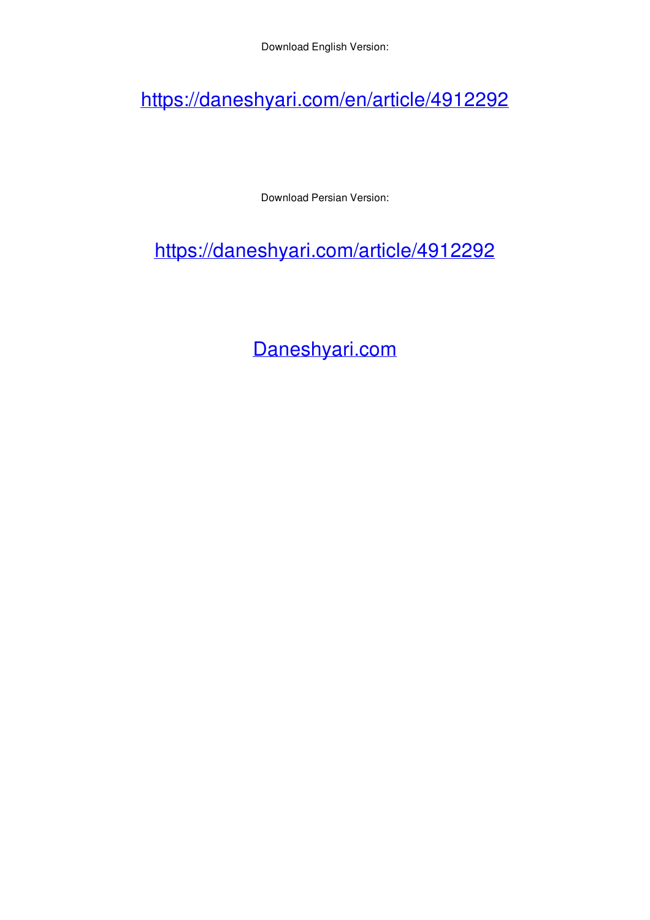Download English Version:

https://daneshyari.com/en/article/4912292

Download Persian Version:

https://daneshyari.com/article/4912292

Daneshyari.com